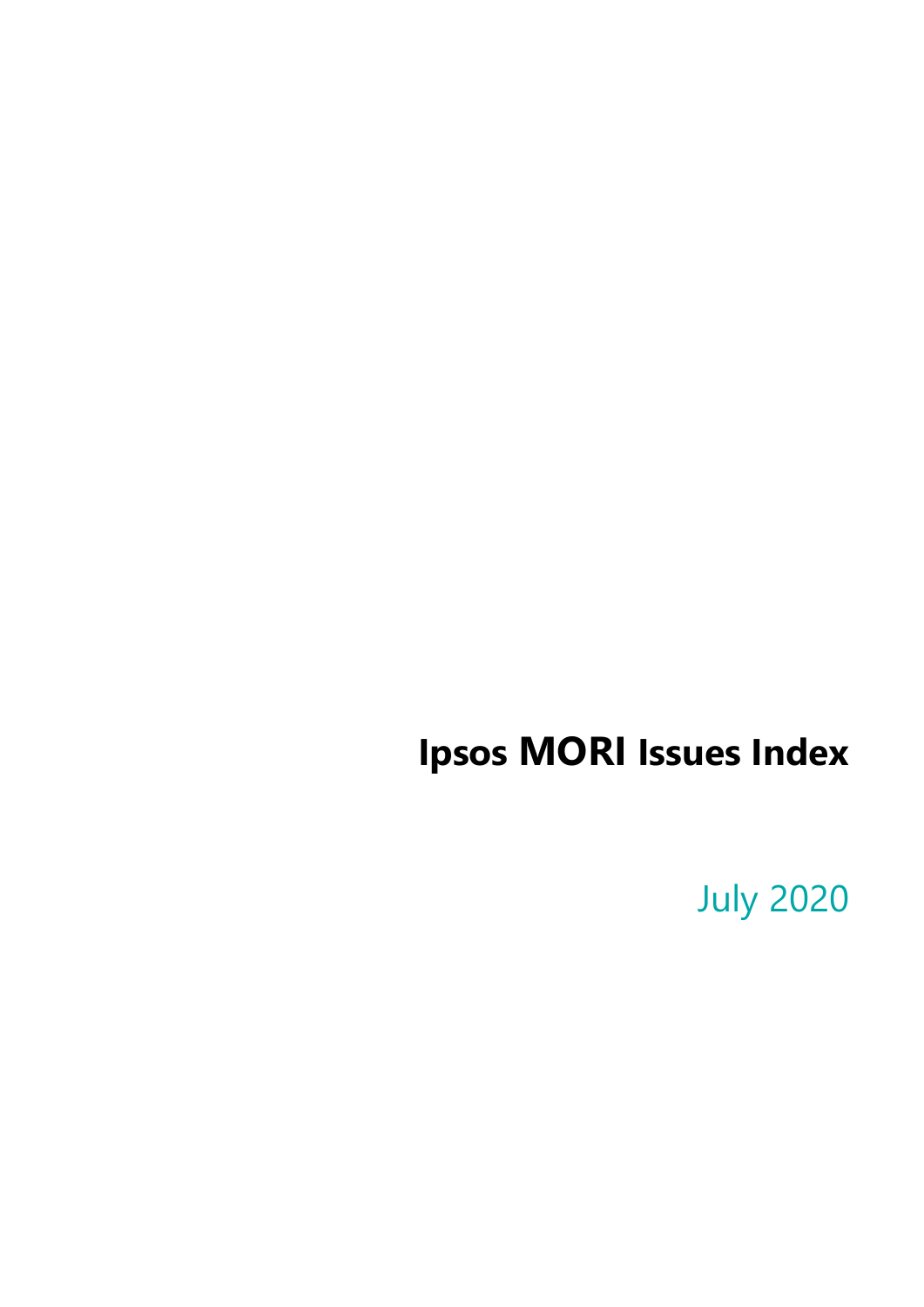# Ipsos MORI Issues Index

July 2020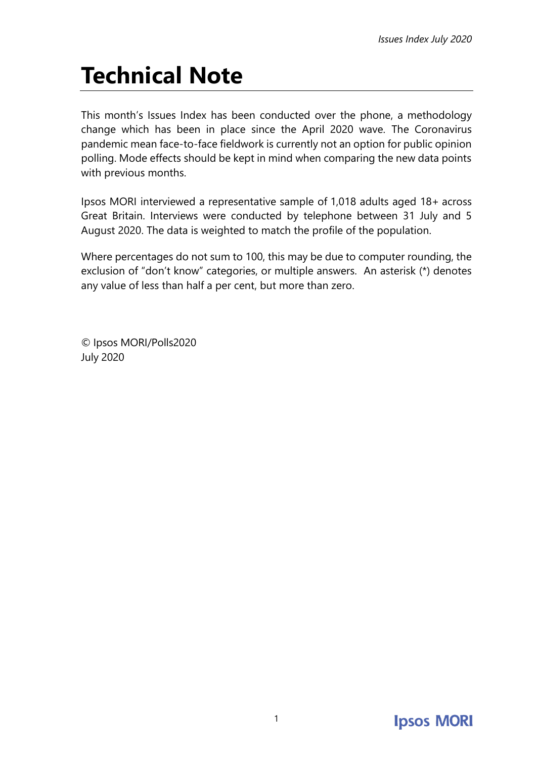# Technical Note

This month's Issues Index has been conducted over the phone, a methodology change which has been in place since the April 2020 wave. The Coronavirus pandemic mean face-to-face fieldwork is currently not an option for public opinion polling. Mode effects should be kept in mind when comparing the new data points with previous months.

Ipsos MORI interviewed a representative sample of 1,018 adults aged 18+ across Great Britain. Interviews were conducted by telephone between 31 July and 5 August 2020. The data is weighted to match the profile of the population.

Where percentages do not sum to 100, this may be due to computer rounding, the exclusion of "don't know" categories, or multiple answers. An asterisk (*) denotes any value of less than half a per cent, but more than zero.

© Ipsos MORI/Polls2020
July 2020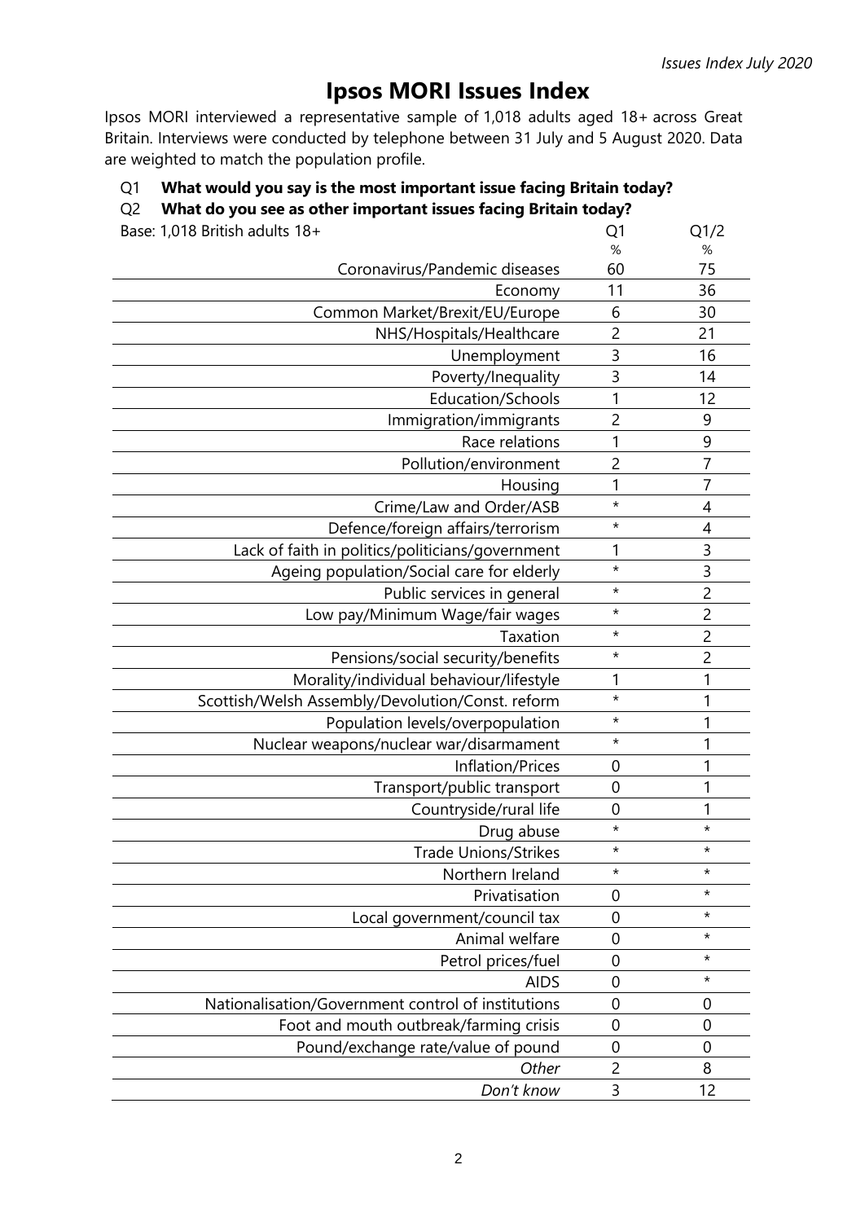# Ipsos MORI Issues Index

Ipsos MORI interviewed a representative sample of 1,018 adults aged 18+ across Great Britain. Interviews were conducted by telephone between 31 July and 5 August 2020. Data are weighted to match the population profile.

Q1 **What would you say is the most important issue facing Britain today?**

Q2 **What do you see as other important issues facing Britain today?**

| Base: 1,018 British adults 18+ | Q1 | Q1/2 |
|---|---|---|
| | % | % |
| Coronavirus/Pandemic diseases | 60 | 75 |
| Economy | 11 | 36 |
| Common Market/Brexit/EU/Europe | 6 | 30 |
| NHS/Hospitals/Healthcare | 2 | 21 |
| Unemployment | 3 | 16 |
| Poverty/Inequality | 3 | 14 |
| Education/Schools | 1 | 12 |
| Immigration/immigrants | 2 | 9 |
| Race relations | 1 | 9 |
| Pollution/environment | 2 | 7 |
| Housing | 1 | 7 |
| Crime/Law and Order/ASB | * | 4 |
| Defence/foreign affairs/terrorism | * | 4 |
| Lack of faith in politics/politicians/government | 1 | 3 |
| Ageing population/Social care for elderly | * | 3 |
| Public services in general | * | 2 |
| Low pay/Minimum Wage/fair wages | * | 2 |
| Taxation | * | 2 |
| Pensions/social security/benefits | * | 2 |
| Morality/individual behaviour/lifestyle | 1 | 1 |
| Scottish/Welsh Assembly/Devolution/Const. reform | * | 1 |
| Population levels/overpopulation | * | 1 |
| Nuclear weapons/nuclear war/disarmament | * | 1 |
| Inflation/Prices | 0 | 1 |
| Transport/public transport | 0 | 1 |
| Countryside/rural life | 0 | 1 |
| Drug abuse | * | * |
| Trade Unions/Strikes | * | * |
| Northern Ireland | * | * |
| Privatisation | 0 | * |
| Local government/council tax | 0 | * |
| Animal welfare | 0 | * |
| Petrol prices/fuel | 0 | * |
| AIDS | 0 | * |
| Nationalisation/Government control of institutions | 0 | 0 |
| Foot and mouth outbreak/farming crisis | 0 | 0 |
| Pound/exchange rate/value of pound | 0 | 0 |
| *Other* | 2 | 8 |
| *Don't know* | 3 | 12 |